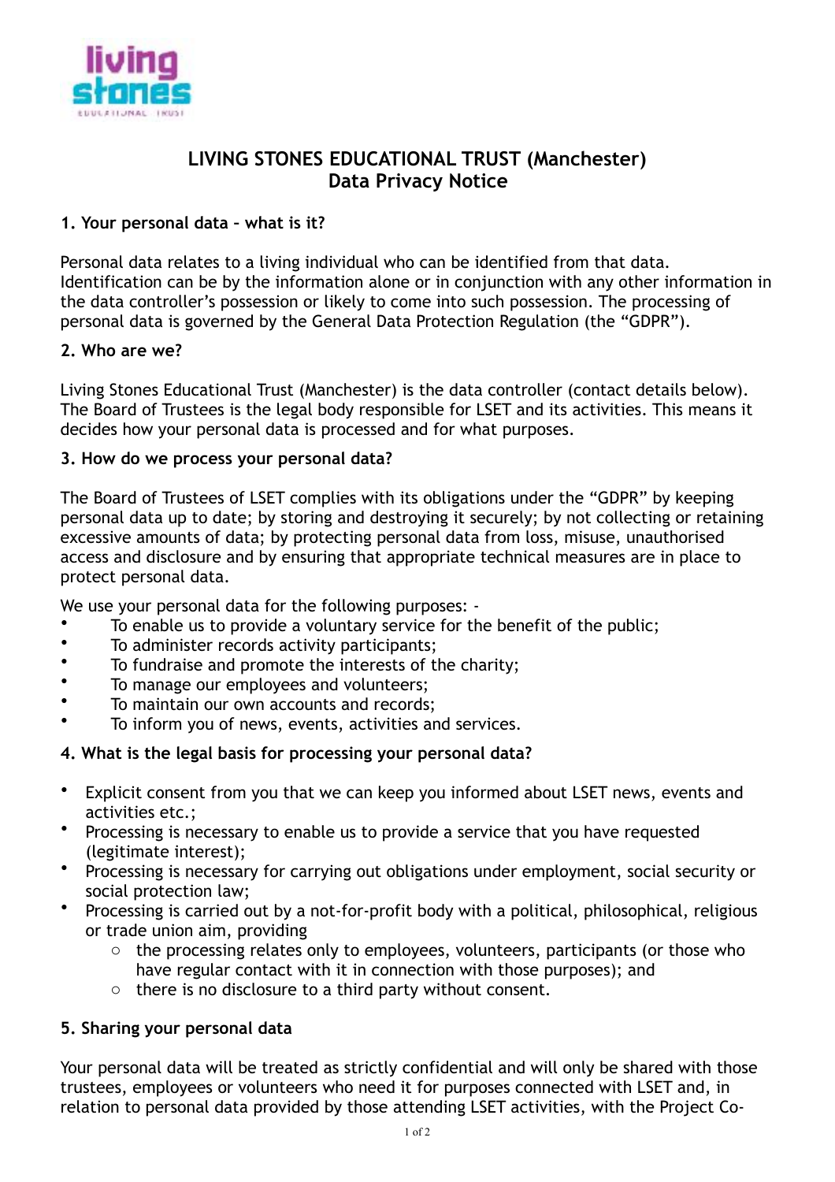# LIVING STONES EDUCATIONAL TRUST (Manchester)
## Data Privacy Notice

### 1. Your personal data – what is it?

Personal data relates to a living individual who can be identified from that data. Identification can be by the information alone or in conjunction with any other information in the data controller's possession or likely to come into such possession. The processing of personal data is governed by the General Data Protection Regulation (the "GDPR").

### 2. Who are we?

Living Stones Educational Trust (Manchester) is the data controller (contact details below). The Board of Trustees is the legal body responsible for LSET and its activities. This means it decides how your personal data is processed and for what purposes.

### 3. How do we process your personal data?

The Board of Trustees of LSET complies with its obligations under the "GDPR" by keeping personal data up to date; by storing and destroying it securely; by not collecting or retaining excessive amounts of data; by protecting personal data from loss, misuse, unauthorised access and disclosure and by ensuring that appropriate technical measures are in place to protect personal data.

We use your personal data for the following purposes: -

- To enable us to provide a voluntary service for the benefit of the public;
- To administer records activity participants;
- To fundraise and promote the interests of the charity;
- To manage our employees and volunteers;
- To maintain our own accounts and records;
- To inform you of news, events, activities and services.

### 4. What is the legal basis for processing your personal data?

- Explicit consent from you that we can keep you informed about LSET news, events and activities etc.;
- Processing is necessary to enable us to provide a service that you have requested (legitimate interest);
- Processing is necessary for carrying out obligations under employment, social security or social protection law;
- Processing is carried out by a not-for-profit body with a political, philosophical, religious or trade union aim, providing
  - the processing relates only to employees, volunteers, participants (or those who have regular contact with it in connection with those purposes); and
  - there is no disclosure to a third party without consent.

### 5. Sharing your personal data

Your personal data will be treated as strictly confidential and will only be shared with those trustees, employees or volunteers who need it for purposes connected with LSET and, in relation to personal data provided by those attending LSET activities, with the Project Co-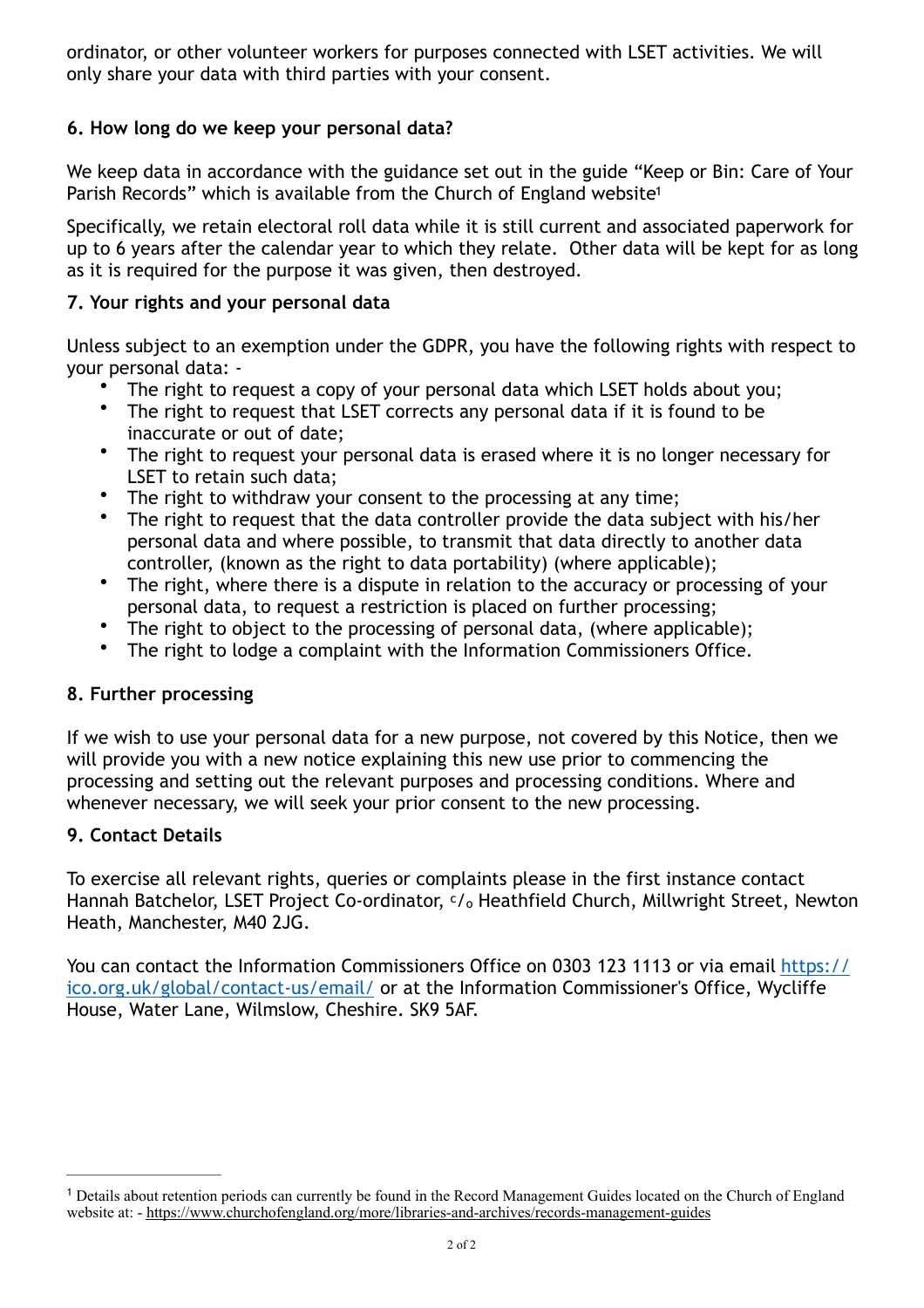ordinator, or other volunteer workers for purposes connected with LSET activities. We will only share your data with third parties with your consent.

## 6. How long do we keep your personal data?

We keep data in accordance with the guidance set out in the guide "Keep or Bin: Care of Your Parish Records" which is available from the Church of England website[1]

Specifically, we retain electoral roll data while it is still current and associated paperwork for up to 6 years after the calendar year to which they relate. Other data will be kept for as long as it is required for the purpose it was given, then destroyed.

## 7. Your rights and your personal data

Unless subject to an exemption under the GDPR, you have the following rights with respect to your personal data: -

- The right to request a copy of your personal data which LSET holds about you;
- The right to request that LSET corrects any personal data if it is found to be inaccurate or out of date;
- The right to request your personal data is erased where it is no longer necessary for LSET to retain such data;
- The right to withdraw your consent to the processing at any time;
- The right to request that the data controller provide the data subject with his/her personal data and where possible, to transmit that data directly to another data controller, (known as the right to data portability) (where applicable);
- The right, where there is a dispute in relation to the accuracy or processing of your personal data, to request a restriction is placed on further processing;
- The right to object to the processing of personal data, (where applicable);
- The right to lodge a complaint with the Information Commissioners Office.

## 8. Further processing

If we wish to use your personal data for a new purpose, not covered by this Notice, then we will provide you with a new notice explaining this new use prior to commencing the processing and setting out the relevant purposes and processing conditions. Where and whenever necessary, we will seek your prior consent to the new processing.

## 9. Contact Details

To exercise all relevant rights, queries or complaints please in the first instance contact Hannah Batchelor, LSET Project Co-ordinator, c/o Heathfield Church, Millwright Street, Newton Heath, Manchester, M40 2JG.

You can contact the Information Commissioners Office on 0303 123 1113 or via email https://ico.org.uk/global/contact-us/email/ or at the Information Commissioner's Office, Wycliffe House, Water Lane, Wilmslow, Cheshire. SK9 5AF.

---

[1] Details about retention periods can currently be found in the Record Management Guides located on the Church of England website at: - https://www.churchofengland.org/more/libraries-and-archives/records-management-guides